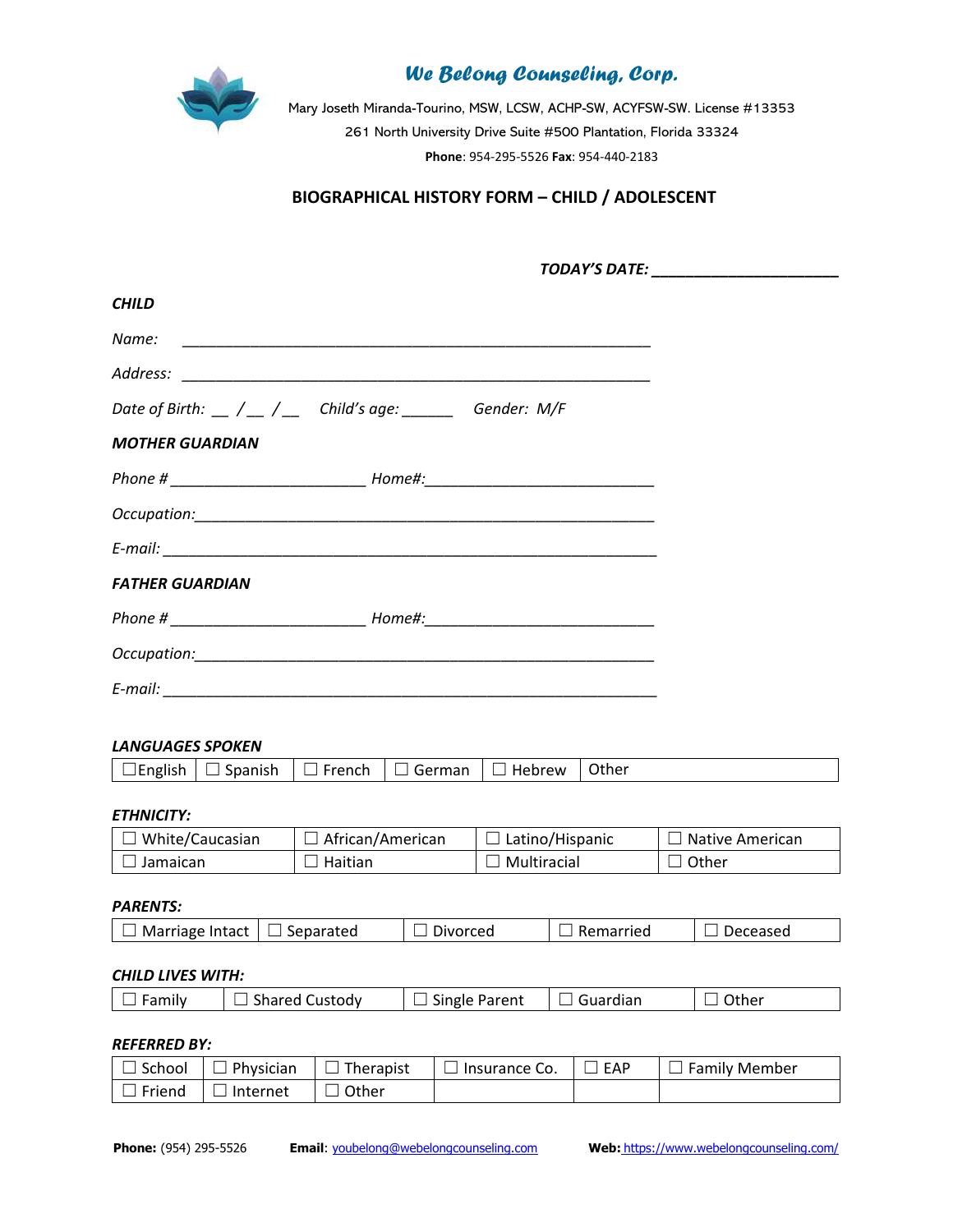# We Belong Counseling, Corp.

Mary Joseth Miranda-Tourino, MSW, LCSW, ACHP-SW, ACYFSW-SW. License #13353

261 North University Drive Suite #500 Plantation, Florida 33324

**Phone**: 954-295-5526 **Fax**: 954-440-2183

## BIOGRAPHICAL HISTORY FORM – CHILD / ADOLESCENT

***TODAY'S DATE:*** ______________________

***CHILD***

*Name:* ____________________________________________________________

*Address:* ____________________________________________________________

*Date of Birth:* __ /__ /__ *Child's age:* ______ *Gender: M/F*

***MOTHER GUARDIAN***

*Phone #* ________________________ *Home#:*____________________________

*Occupation:*____________________________________________________________

*E-mail:* ____________________________________________________________

***FATHER GUARDIAN***

*Phone #* ________________________ *Home#:*____________________________

*Occupation:*____________________________________________________________

*E-mail:* ____________________________________________________________

***LANGUAGES SPOKEN***

| ☐English | ☐ Spanish | ☐ French | ☐ German | ☐ Hebrew | Other |
|---|---|---|---|---|---|

***ETHNICITY:***

| ☐ White/Caucasian | ☐ African/American | ☐ Latino/Hispanic | ☐ Native American |
|---|---|---|---|
| ☐ Jamaican | ☐ Haitian | ☐ Multiracial | ☐ Other |

***PARENTS:***

| ☐ Marriage Intact | ☐ Separated | ☐ Divorced | ☐ Remarried | ☐ Deceased |
|---|---|---|---|---|

***CHILD LIVES WITH:***

| ☐ Family | ☐ Shared Custody | ☐ Single Parent | ☐ Guardian | ☐ Other |
|---|---|---|---|---|

***REFERRED BY:***

| ☐ School | ☐ Physician | ☐ Therapist | ☐ Insurance Co. | ☐ EAP | ☐ Family Member |
|---|---|---|---|---|---|
| ☐ Friend | ☐ Internet | ☐ Other | | | |

**Phone:** (954) 295-5526 **Email**: youbelong@webelongcounseling.com **Web:** https://www.webelongcounseling.com/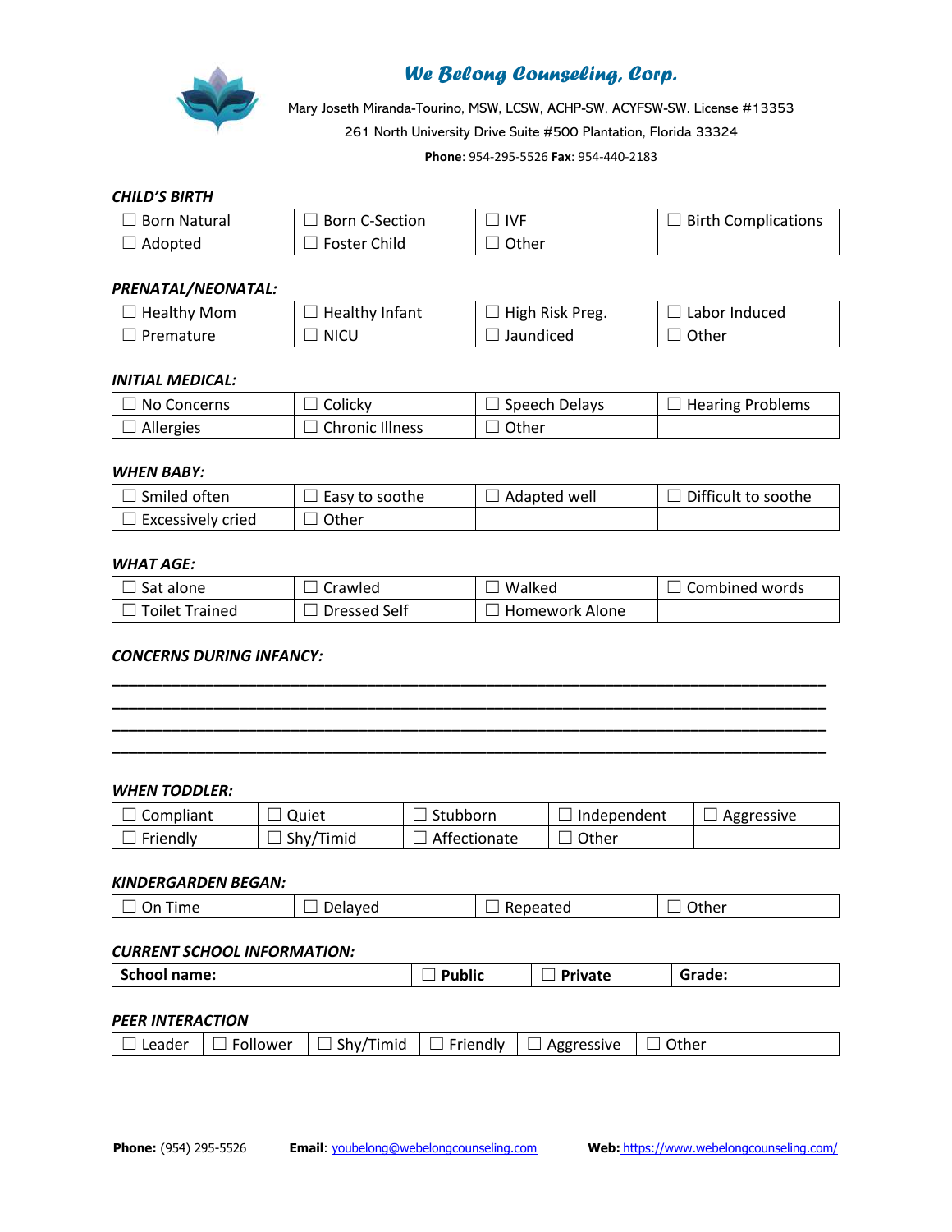# *We Belong Counseling, Corp.*

Mary Joseth Miranda-Tourino, MSW, LCSW, ACHP-SW, ACYFSW-SW. License #13353

261 North University Drive Suite #500 Plantation, Florida 33324

**Phone**: 954-295-5526 **Fax**: 954-440-2183

***CHILD'S BIRTH***

| | | | |
|---|---|---|---|
| ☐ Born Natural | ☐ Born C-Section | ☐ IVF | ☐ Birth Complications |
| ☐ Adopted | ☐ Foster Child | ☐ Other | |

***PRENATAL/NEONATAL:***

| | | | |
|---|---|---|---|
| ☐ Healthy Mom | ☐ Healthy Infant | ☐ High Risk Preg. | ☐ Labor Induced |
| ☐ Premature | ☐ NICU | ☐ Jaundiced | ☐ Other |

***INITIAL MEDICAL:***

| | | | |
|---|---|---|---|
| ☐ No Concerns | ☐ Colicky | ☐ Speech Delays | ☐ Hearing Problems |
| ☐ Allergies | ☐ Chronic Illness | ☐ Other | |

***WHEN BABY:***

| | | | |
|---|---|---|---|
| ☐ Smiled often | ☐ Easy to soothe | ☐ Adapted well | ☐ Difficult to soothe |
| ☐ Excessively cried | ☐ Other | | |

***WHAT AGE:***

| | | | |
|---|---|---|---|
| ☐ Sat alone | ☐ Crawled | ☐ Walked | ☐ Combined words |
| ☐ Toilet Trained | ☐ Dressed Self | ☐ Homework Alone | |

***CONCERNS DURING INFANCY:***

________________________________________________________________________________
________________________________________________________________________________
________________________________________________________________________________
________________________________________________________________________________

***WHEN TODDLER:***

| | | | | |
|---|---|---|---|---|
| ☐ Compliant | ☐ Quiet | ☐ Stubborn | ☐ Independent | ☐ Aggressive |
| ☐ Friendly | ☐ Shy/Timid | ☐ Affectionate | ☐ Other | |

***KINDERGARDEN BEGAN:***

| | | | |
|---|---|---|---|
| ☐ On Time | ☐ Delayed | ☐ Repeated | ☐ Other |

***CURRENT SCHOOL INFORMATION:***

| | | | |
|---|---|---|---|
| **School name:** | ☐ **Public** | ☐ **Private** | **Grade:** |

***PEER INTERACTION***

| | | | | | |
|---|---|---|---|---|---|
| ☐ Leader | ☐ Follower | ☐ Shy/Timid | ☐ Friendly | ☐ Aggressive | ☐ Other |

**Phone:** (954) 295-5526 **Email**: youbelong@webelongcounseling.com **Web:** https://www.webelongcounseling.com/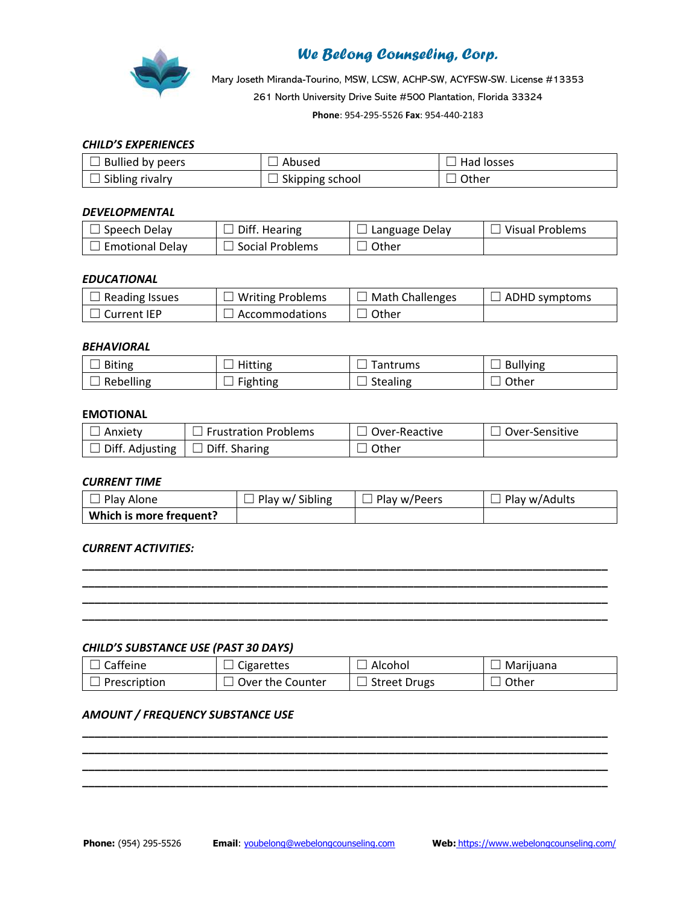# We Belong Counseling, Corp.

Mary Joseth Miranda-Tourino, MSW, LCSW, ACHP-SW, ACYFSW-SW. License #13353

261 North University Drive Suite #500 Plantation, Florida 33324

**Phone**: 954-295-5526 **Fax**: 954-440-2183

***CHILD'S EXPERIENCES***

| ☐ Bullied by peers | ☐ Abused | ☐ Had losses |
|---|---|---|
| ☐ Sibling rivalry | ☐ Skipping school | ☐ Other |

***DEVELOPMENTAL***

| ☐ Speech Delay | ☐ Diff. Hearing | ☐ Language Delay | ☐ Visual Problems |
|---|---|---|---|
| ☐ Emotional Delay | ☐ Social Problems | ☐ Other | |

***EDUCATIONAL***

| ☐ Reading Issues | ☐ Writing Problems | ☐ Math Challenges | ☐ ADHD symptoms |
|---|---|---|---|
| ☐ Current IEP | ☐ Accommodations | ☐ Other | |

***BEHAVIORAL***

| ☐ Biting | ☐ Hitting | ☐ Tantrums | ☐ Bullying |
|---|---|---|---|
| ☐ Rebelling | ☐ Fighting | ☐ Stealing | ☐ Other |

**EMOTIONAL**

| ☐ Anxiety | ☐ Frustration Problems | ☐ Over-Reactive | ☐ Over-Sensitive |
|---|---|---|---|
| ☐ Diff. Adjusting | ☐ Diff. Sharing | ☐ Other | |

***CURRENT TIME***

| ☐ Play Alone | ☐ Play w/ Sibling | ☐ Play w/Peers | ☐ Play w/Adults |
|---|---|---|---|
| **Which is more frequent?** | | | |

***CURRENT ACTIVITIES:***

______________________________________________________________________________

______________________________________________________________________________

______________________________________________________________________________

______________________________________________________________________________

***CHILD'S SUBSTANCE USE (PAST 30 DAYS)***

| ☐ Caffeine | ☐ Cigarettes | ☐ Alcohol | ☐ Marijuana |
|---|---|---|---|
| ☐ Prescription | ☐ Over the Counter | ☐ Street Drugs | ☐ Other |

***AMOUNT / FREQUENCY SUBSTANCE USE***

______________________________________________________________________________

______________________________________________________________________________

______________________________________________________________________________

______________________________________________________________________________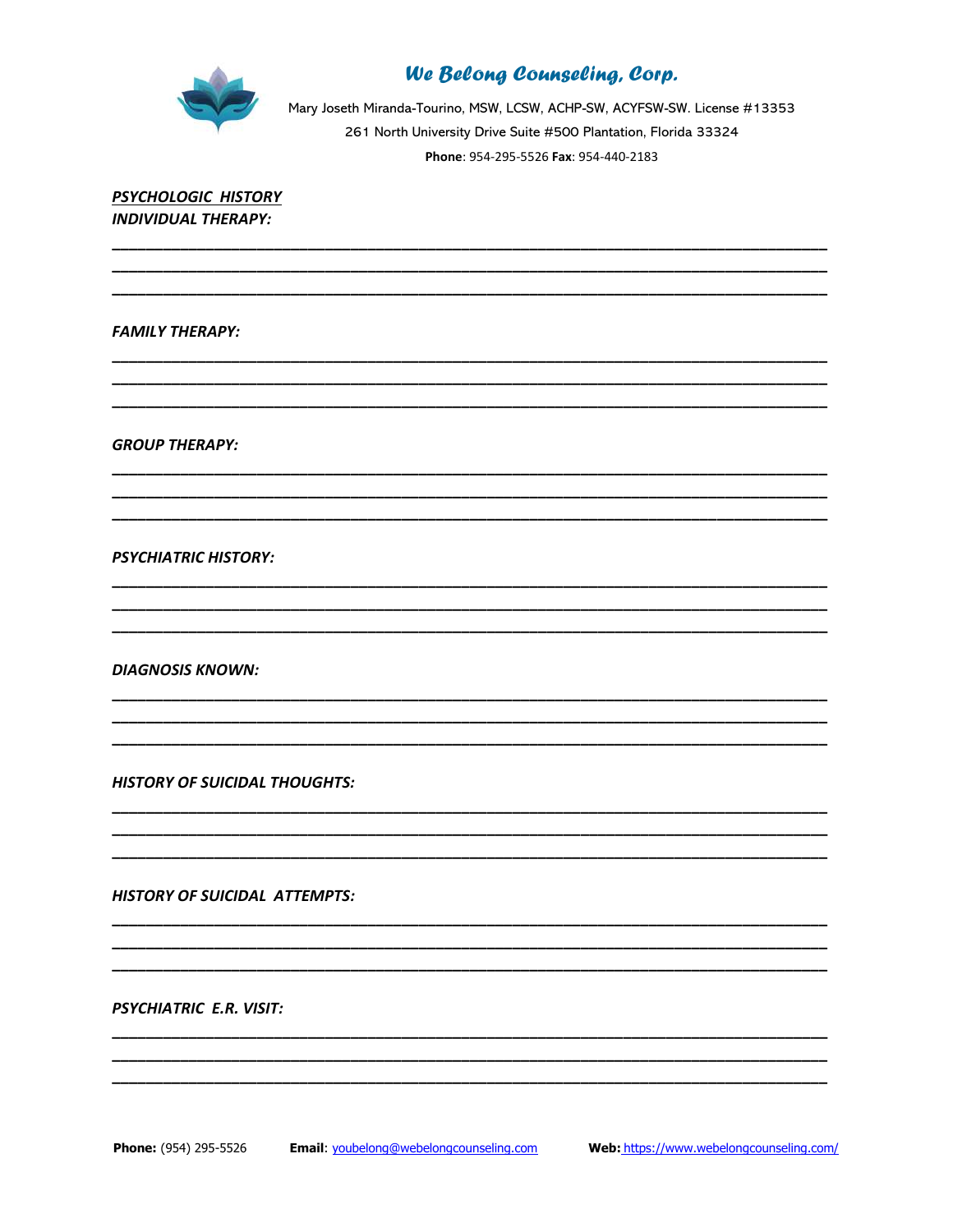## We Belong Counseling, Corp.

Mary Joseth Miranda-Tourino, MSW, LCSW, ACHP-SW, ACYFSW-SW. License #13353
261 North University Drive Suite #500 Plantation, Florida 33324
**Phone**: 954-295-5526 **Fax**: 954-440-2183

***PSYCHOLOGIC HISTORY***

***INDIVIDUAL THERAPY:***

______________________________________________________________________________
______________________________________________________________________________
______________________________________________________________________________

***FAMILY THERAPY:***

______________________________________________________________________________
______________________________________________________________________________
______________________________________________________________________________

***GROUP THERAPY:***

______________________________________________________________________________
______________________________________________________________________________
______________________________________________________________________________

***PSYCHIATRIC HISTORY:***

______________________________________________________________________________
______________________________________________________________________________
______________________________________________________________________________

***DIAGNOSIS KNOWN:***

______________________________________________________________________________
______________________________________________________________________________
______________________________________________________________________________

***HISTORY OF SUICIDAL THOUGHTS:***

______________________________________________________________________________
______________________________________________________________________________
______________________________________________________________________________

***HISTORY OF SUICIDAL ATTEMPTS:***

______________________________________________________________________________
______________________________________________________________________________
______________________________________________________________________________

***PSYCHIATRIC E.R. VISIT:***

______________________________________________________________________________
______________________________________________________________________________
______________________________________________________________________________

**Phone:** (954) 295-5526 **Email**: youbelong@webelongcounseling.com **Web:** https://www.webelongcounseling.com/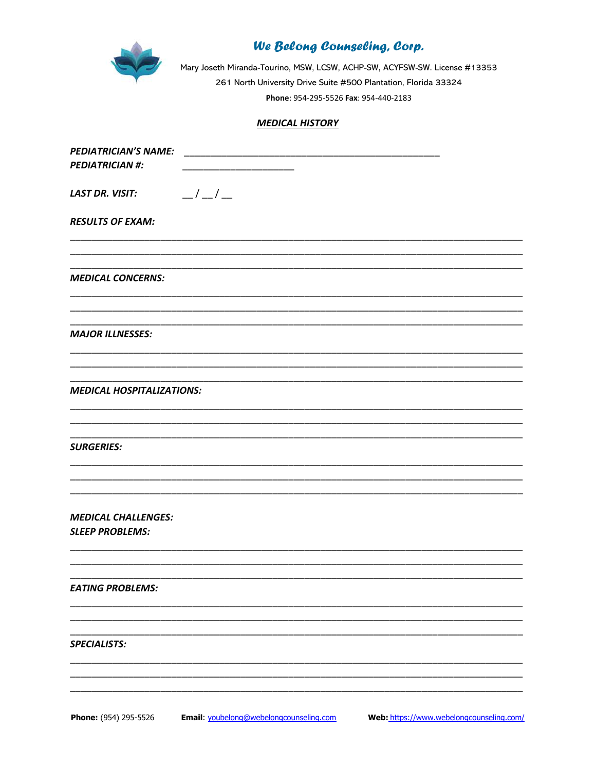**We Belong Counseling, Corp.**

Mary Joseth Miranda-Tourino, MSW, LCSW, ACHP-SW, ACYFSW-SW. License #13353

261 North University Drive Suite #500 Plantation, Florida 33324

**Phone**: 954-295-5526 **Fax**: 954-440-2183

## ***MEDICAL HISTORY***

***PEDIATRICIAN'S NAME:*** ______________________________________________

***PEDIATRICIAN #:*** ____________________

***LAST DR. VISIT:*** __ / __ / __

***RESULTS OF EXAM:***

________________________________________________________________________________

________________________________________________________________________________

________________________________________________________________________________

***MEDICAL CONCERNS:***

________________________________________________________________________________

________________________________________________________________________________

________________________________________________________________________________

***MAJOR ILLNESSES:***

________________________________________________________________________________

________________________________________________________________________________

________________________________________________________________________________

***MEDICAL HOSPITALIZATIONS:***

________________________________________________________________________________

________________________________________________________________________________

________________________________________________________________________________

***SURGERIES:***

________________________________________________________________________________

________________________________________________________________________________

________________________________________________________________________________

***MEDICAL CHALLENGES:***

***SLEEP PROBLEMS:***

________________________________________________________________________________

________________________________________________________________________________

________________________________________________________________________________

***EATING PROBLEMS:***

________________________________________________________________________________

________________________________________________________________________________

________________________________________________________________________________

***SPECIALISTS:***

________________________________________________________________________________

________________________________________________________________________________

________________________________________________________________________________

**Phone:** (954) 295-5526 **Email**: youbelong@webelongcounseling.com **Web:** https://www.webelongcounseling.com/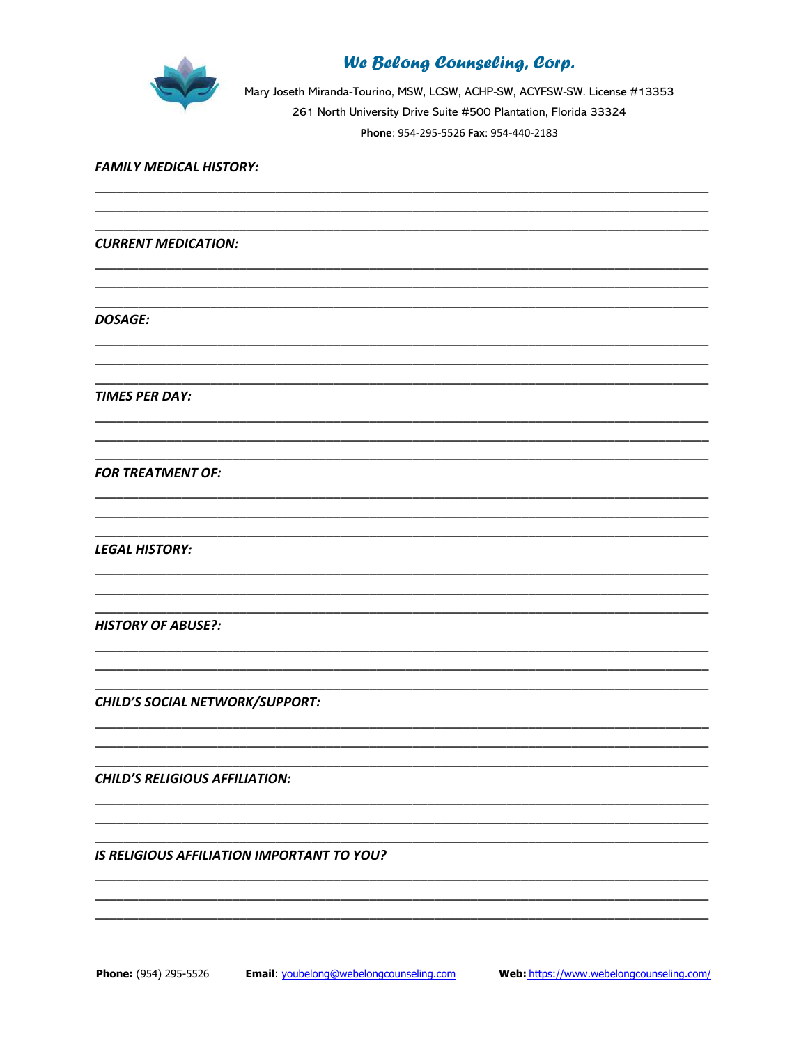# We Belong Counseling, Corp.

Mary Joseth Miranda-Tourino, MSW, LCSW, ACHP-SW, ACYFSW-SW. License #13353

261 North University Drive Suite #500 Plantation, Florida 33324

**Phone**: 954-295-5526 **Fax**: 954-440-2183

***FAMILY MEDICAL HISTORY:***

___________________________________________________________________________

___________________________________________________________________________

___________________________________________________________________________

***CURRENT MEDICATION:***

___________________________________________________________________________

___________________________________________________________________________

___________________________________________________________________________

***DOSAGE:***

___________________________________________________________________________

___________________________________________________________________________

___________________________________________________________________________

***TIMES PER DAY:***

___________________________________________________________________________

___________________________________________________________________________

___________________________________________________________________________

***FOR TREATMENT OF:***

___________________________________________________________________________

___________________________________________________________________________

___________________________________________________________________________

***LEGAL HISTORY:***

___________________________________________________________________________

___________________________________________________________________________

___________________________________________________________________________

***HISTORY OF ABUSE?:***

___________________________________________________________________________

___________________________________________________________________________

___________________________________________________________________________

***CHILD'S SOCIAL NETWORK/SUPPORT:***

___________________________________________________________________________

___________________________________________________________________________

___________________________________________________________________________

***CHILD'S RELIGIOUS AFFILIATION:***

___________________________________________________________________________

___________________________________________________________________________

___________________________________________________________________________

***IS RELIGIOUS AFFILIATION IMPORTANT TO YOU?***

___________________________________________________________________________

___________________________________________________________________________

___________________________________________________________________________

**Phone:** (954) 295-5526 **Email**: youbelong@webelongcounseling.com **Web:** https://www.webelongcounseling.com/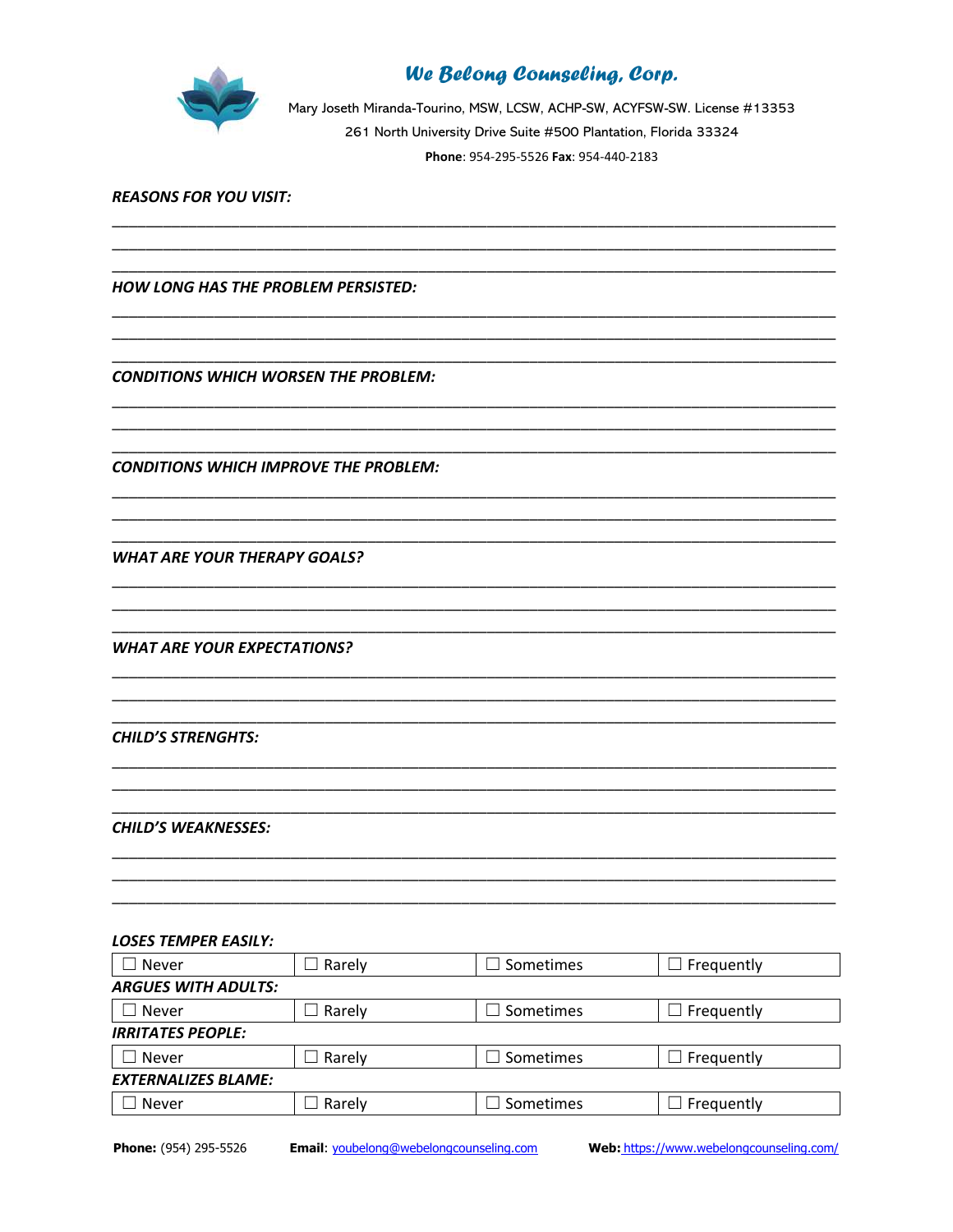# We Belong Counseling, Corp.

Mary Joseth Miranda-Tourino, MSW, LCSW, ACHP-SW, ACYFSW-SW. License #13353
261 North University Drive Suite #500 Plantation, Florida 33324
**Phone**: 954-295-5526 **Fax**: 954-440-2183

***REASONS FOR YOU VISIT:***

___________________________________________________________________________
___________________________________________________________________________
___________________________________________________________________________

***HOW LONG HAS THE PROBLEM PERSISTED:***

___________________________________________________________________________
___________________________________________________________________________
___________________________________________________________________________

***CONDITIONS WHICH WORSEN THE PROBLEM:***

___________________________________________________________________________
___________________________________________________________________________
___________________________________________________________________________

***CONDITIONS WHICH IMPROVE THE PROBLEM:***

___________________________________________________________________________
___________________________________________________________________________
___________________________________________________________________________

***WHAT ARE YOUR THERAPY GOALS?***

___________________________________________________________________________
___________________________________________________________________________
___________________________________________________________________________

***WHAT ARE YOUR EXPECTATIONS?***

___________________________________________________________________________
___________________________________________________________________________
___________________________________________________________________________

***CHILD'S STRENGHTS:***

___________________________________________________________________________
___________________________________________________________________________
___________________________________________________________________________

***CHILD'S WEAKNESSES:***

___________________________________________________________________________
___________________________________________________________________________
___________________________________________________________________________

***LOSES TEMPER EASILY:***

| ☐ Never | ☐ Rarely | ☐ Sometimes | ☐ Frequently |
|---|---|---|---|

***ARGUES WITH ADULTS:***

| ☐ Never | ☐ Rarely | ☐ Sometimes | ☐ Frequently |
|---|---|---|---|

***IRRITATES PEOPLE:***

| ☐ Never | ☐ Rarely | ☐ Sometimes | ☐ Frequently |
|---|---|---|---|

***EXTERNALIZES BLAME:***

| ☐ Never | ☐ Rarely | ☐ Sometimes | ☐ Frequently |
|---|---|---|---|

**Phone:** (954) 295-5526 **Email**: youbelong@webelongcounseling.com **Web:** https://www.webelongcounseling.com/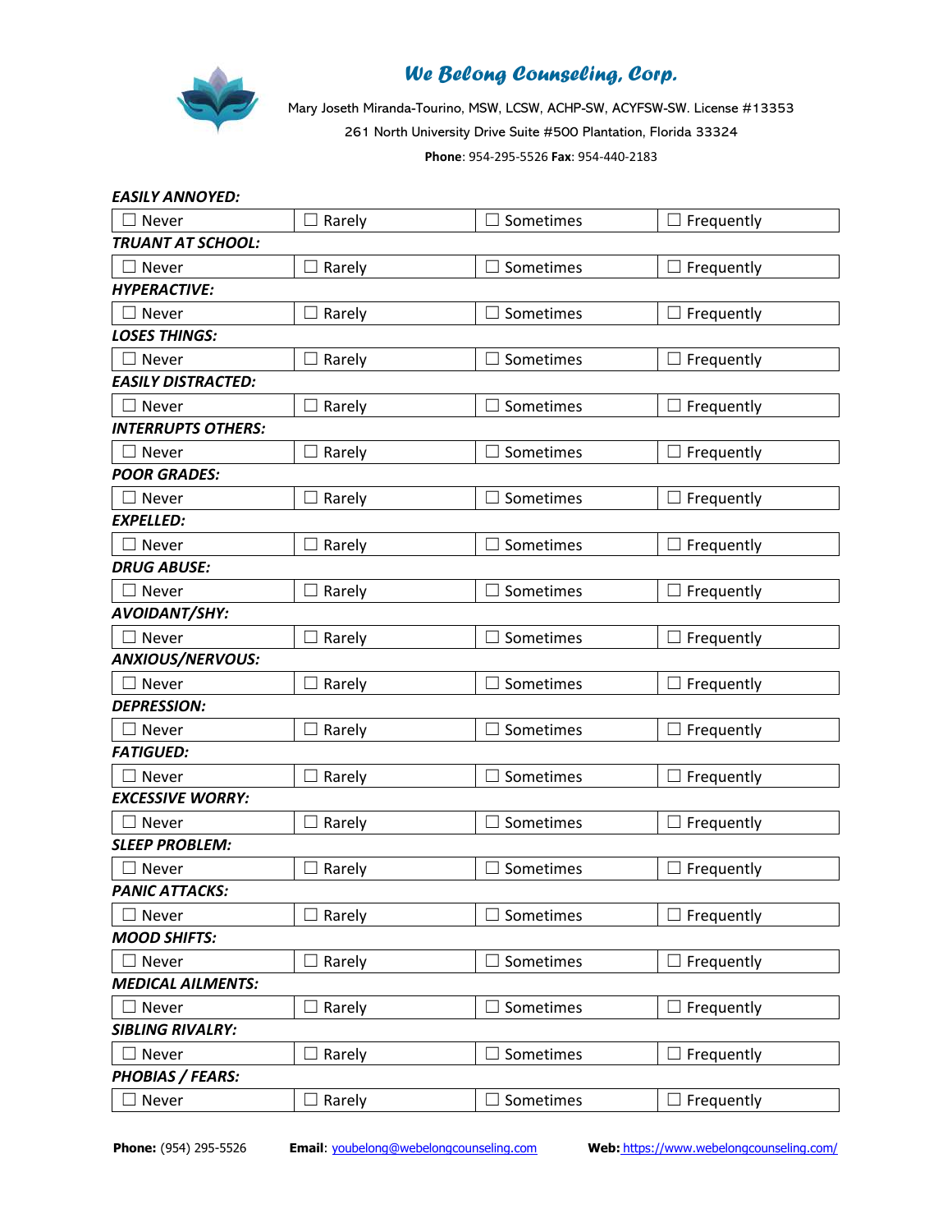# We Belong Counseling, Corp.

Mary Joseth Miranda-Tourino, MSW, LCSW, ACHP-SW, ACYFSW-SW. License #13353

261 North University Drive Suite #500 Plantation, Florida 33324

**Phone**: 954-295-5526 **Fax**: 954-440-2183

***EASILY ANNOYED:***

| ☐ Never | ☐ Rarely | ☐ Sometimes | ☐ Frequently |
|---|---|---|---|

***TRUANT AT SCHOOL:***

| ☐ Never | ☐ Rarely | ☐ Sometimes | ☐ Frequently |
|---|---|---|---|

***HYPERACTIVE:***

| ☐ Never | ☐ Rarely | ☐ Sometimes | ☐ Frequently |
|---|---|---|---|

***LOSES THINGS:***

| ☐ Never | ☐ Rarely | ☐ Sometimes | ☐ Frequently |
|---|---|---|---|

***EASILY DISTRACTED:***

| ☐ Never | ☐ Rarely | ☐ Sometimes | ☐ Frequently |
|---|---|---|---|

***INTERRUPTS OTHERS:***

| ☐ Never | ☐ Rarely | ☐ Sometimes | ☐ Frequently |
|---|---|---|---|

***POOR GRADES:***

| ☐ Never | ☐ Rarely | ☐ Sometimes | ☐ Frequently |
|---|---|---|---|

***EXPELLED:***

| ☐ Never | ☐ Rarely | ☐ Sometimes | ☐ Frequently |
|---|---|---|---|

***DRUG ABUSE:***

| ☐ Never | ☐ Rarely | ☐ Sometimes | ☐ Frequently |
|---|---|---|---|

***AVOIDANT/SHY:***

| ☐ Never | ☐ Rarely | ☐ Sometimes | ☐ Frequently |
|---|---|---|---|

***ANXIOUS/NERVOUS:***

| ☐ Never | ☐ Rarely | ☐ Sometimes | ☐ Frequently |
|---|---|---|---|

***DEPRESSION:***

| ☐ Never | ☐ Rarely | ☐ Sometimes | ☐ Frequently |
|---|---|---|---|

***FATIGUED:***

| ☐ Never | ☐ Rarely | ☐ Sometimes | ☐ Frequently |
|---|---|---|---|

***EXCESSIVE WORRY:***

| ☐ Never | ☐ Rarely | ☐ Sometimes | ☐ Frequently |
|---|---|---|---|

***SLEEP PROBLEM:***

| ☐ Never | ☐ Rarely | ☐ Sometimes | ☐ Frequently |
|---|---|---|---|

***PANIC ATTACKS:***

| ☐ Never | ☐ Rarely | ☐ Sometimes | ☐ Frequently |
|---|---|---|---|

***MOOD SHIFTS:***

| ☐ Never | ☐ Rarely | ☐ Sometimes | ☐ Frequently |
|---|---|---|---|

***MEDICAL AILMENTS:***

| ☐ Never | ☐ Rarely | ☐ Sometimes | ☐ Frequently |
|---|---|---|---|

***SIBLING RIVALRY:***

| ☐ Never | ☐ Rarely | ☐ Sometimes | ☐ Frequently |
|---|---|---|---|

***PHOBIAS / FEARS:***

| ☐ Never | ☐ Rarely | ☐ Sometimes | ☐ Frequently |
|---|---|---|---|

**Phone:** (954) 295-5526 **Email**: youbelong@webelongcounseling.com **Web:** https://www.webelongcounseling.com/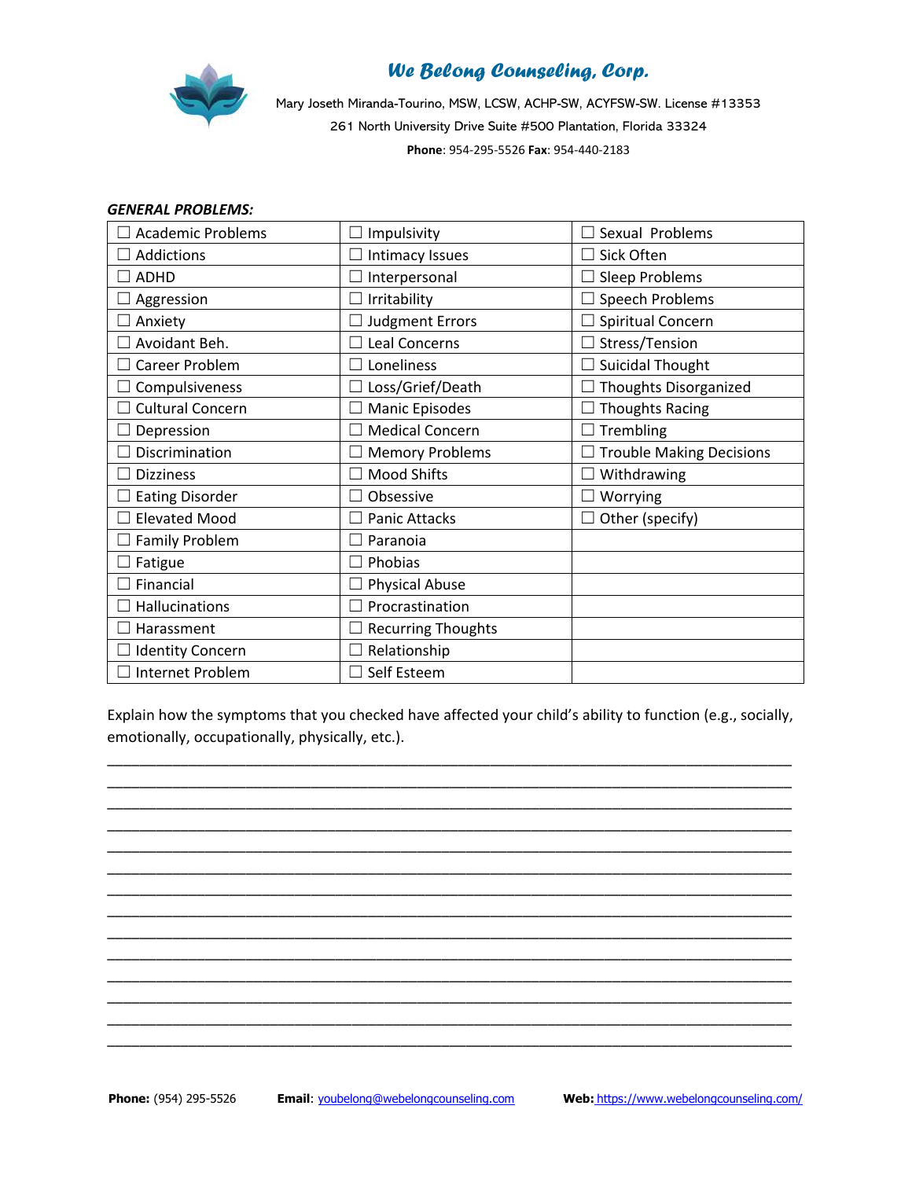# We Belong Counseling, Corp.

Mary Joseth Miranda-Tourino, MSW, LCSW, ACHP-SW, ACYFSW-SW. License #13353

261 North University Drive Suite #500 Plantation, Florida 33324

**Phone**: 954-295-5526 **Fax**: 954-440-2183

***GENERAL PROBLEMS:***

| | | |
|---|---|---|
| ☐ Academic Problems | ☐ Impulsivity | ☐ Sexual Problems |
| ☐ Addictions | ☐ Intimacy Issues | ☐ Sick Often |
| ☐ ADHD | ☐ Interpersonal | ☐ Sleep Problems |
| ☐ Aggression | ☐ Irritability | ☐ Speech Problems |
| ☐ Anxiety | ☐ Judgment Errors | ☐ Spiritual Concern |
| ☐ Avoidant Beh. | ☐ Leal Concerns | ☐ Stress/Tension |
| ☐ Career Problem | ☐ Loneliness | ☐ Suicidal Thought |
| ☐ Compulsiveness | ☐ Loss/Grief/Death | ☐ Thoughts Disorganized |
| ☐ Cultural Concern | ☐ Manic Episodes | ☐ Thoughts Racing |
| ☐ Depression | ☐ Medical Concern | ☐ Trembling |
| ☐ Discrimination | ☐ Memory Problems | ☐ Trouble Making Decisions |
| ☐ Dizziness | ☐ Mood Shifts | ☐ Withdrawing |
| ☐ Eating Disorder | ☐ Obsessive | ☐ Worrying |
| ☐ Elevated Mood | ☐ Panic Attacks | ☐ Other (specify) |
| ☐ Family Problem | ☐ Paranoia | |
| ☐ Fatigue | ☐ Phobias | |
| ☐ Financial | ☐ Physical Abuse | |
| ☐ Hallucinations | ☐ Procrastination | |
| ☐ Harassment | ☐ Recurring Thoughts | |
| ☐ Identity Concern | ☐ Relationship | |
| ☐ Internet Problem | ☐ Self Esteem | |

Explain how the symptoms that you checked have affected your child's ability to function (e.g., socially, emotionally, occupationally, physically, etc.).

______________________________________________________________________________

______________________________________________________________________________

______________________________________________________________________________

______________________________________________________________________________

______________________________________________________________________________

______________________________________________________________________________

______________________________________________________________________________

______________________________________________________________________________

______________________________________________________________________________

______________________________________________________________________________

______________________________________________________________________________

______________________________________________________________________________

______________________________________________________________________________

______________________________________________________________________________

**Phone:** (954) 295-5526 **Email**: youbelong@webelongcounseling.com **Web:** https://www.webelongcounseling.com/